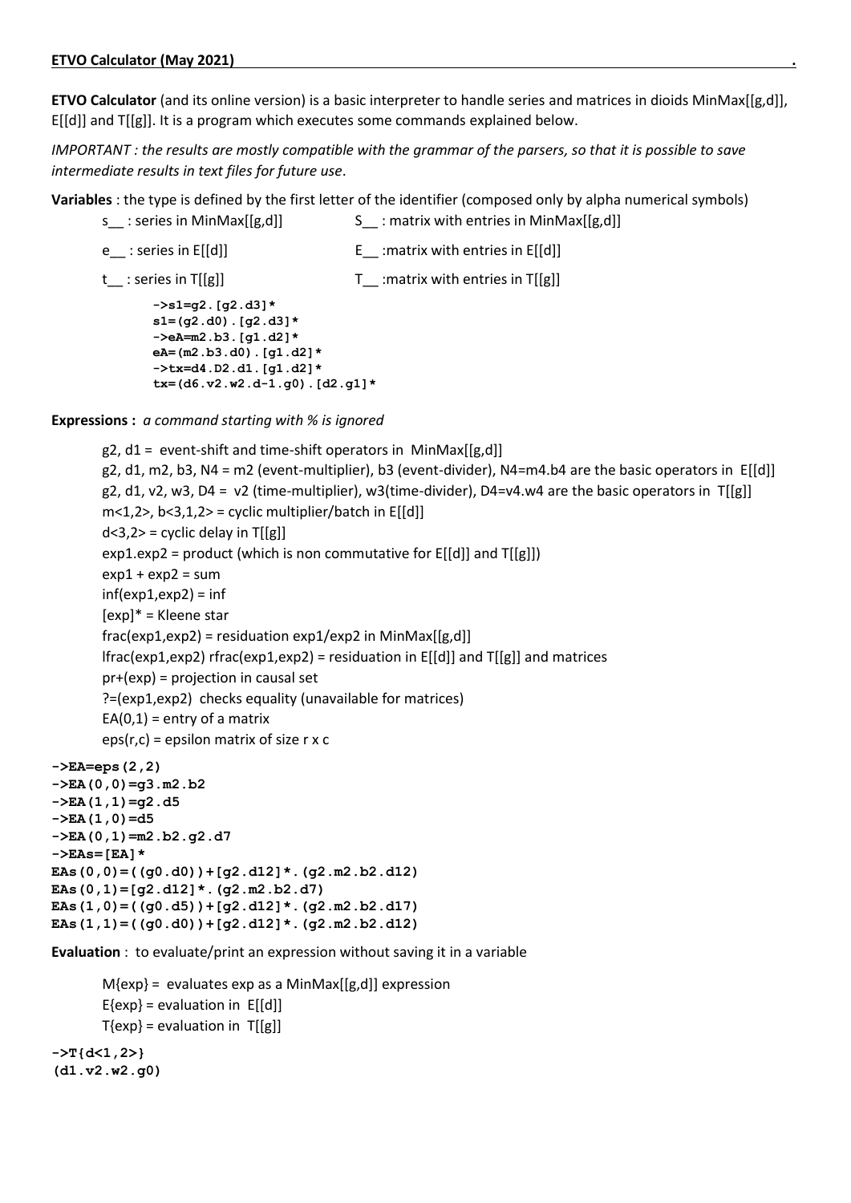**ETVO Calculator (May 2021)**

**ETVO Calculator** (and its online version) is a basic interpreter to handle series and matrices in dioids MinMax[[g,d]], E[[d]] and T[[g]]. It is a program which executes some commands explained below.

*IMPORTANT : the results are mostly compatible with the grammar of the parsers, so that it is possible to save intermediate results in text files for future use.*

**Variables** : the type is defined by the first letter of the identifier (composed only by alpha numerical symbols)

s__ : series in MinMax[[g,d]]  S__ : matrix with entries in MinMax[[g,d]]

e__ : series in E[[d]]  E__ :matrix with entries in E[[d]]

t__ : series in T[[g]]  T__ :matrix with entries in T[[g]]

```
->s1=g2.[g2.d3]*
s1=(g2.d0).[g2.d3]*
->eA=m2.b3.[g1.d2]*
eA=(m2.b3.d0).[g1.d2]*
->tx=d4.D2.d1.[g1.d2]*
tx=(d6.v2.w2.d-1.g0).[d2.g1]*
```

**Expressions :** *a command starting with % is ignored*

g2, d1 = event-shift and time-shift operators in MinMax[[g,d]]

g2, d1, m2, b3, N4 = m2 (event-multiplier), b3 (event-divider), N4=m4.b4 are the basic operators in E[[d]]

g2, d1, v2, w3, D4 = v2 (time-multiplier), w3(time-divider), D4=v4.w4 are the basic operators in T[[g]]

m<1,2>, b<3,1,2> = cyclic multiplier/batch in E[[d]]

d<3,2> = cyclic delay in T[[g]]

exp1.exp2 = product (which is non commutative for E[[d]] and T[[g]])

exp1 + exp2 = sum

inf(exp1,exp2) = inf

[exp]* = Kleene star

frac(exp1,exp2) = residuation exp1/exp2 in MinMax[[g,d]]

lfrac(exp1,exp2) rfrac(exp1,exp2) = residuation in E[[d]] and T[[g]] and matrices

pr+(exp) = projection in causal set

?=(exp1,exp2) checks equality (unavailable for matrices)

EA(0,1) = entry of a matrix

eps(r,c) = epsilon matrix of size r x c

```
->EA=eps(2,2)
->EA(0,0)=g3.m2.b2
->EA(1,1)=g2.d5
->EA(1,0)=d5
->EA(0,1)=m2.b2.g2.d7
->EAs=[EA]*
EAs(0,0)=((g0.d0))+[g2.d12]*.(g2.m2.b2.d12)
EAs(0,1)=[g2.d12]*.(g2.m2.b2.d7)
EAs(1,0)=((g0.d5))+[g2.d12]*.(g2.m2.b2.d17)
EAs(1,1)=((g0.d0))+[g2.d12]*.(g2.m2.b2.d12)
```

**Evaluation** : to evaluate/print an expression without saving it in a variable

M{exp} = evaluates exp as a MinMax[[g,d]] expression

E{exp} = evaluation in E[[d]]

T{exp} = evaluation in T[[g]]

```
->T{d<1,2>}
(d1.v2.w2.g0)
```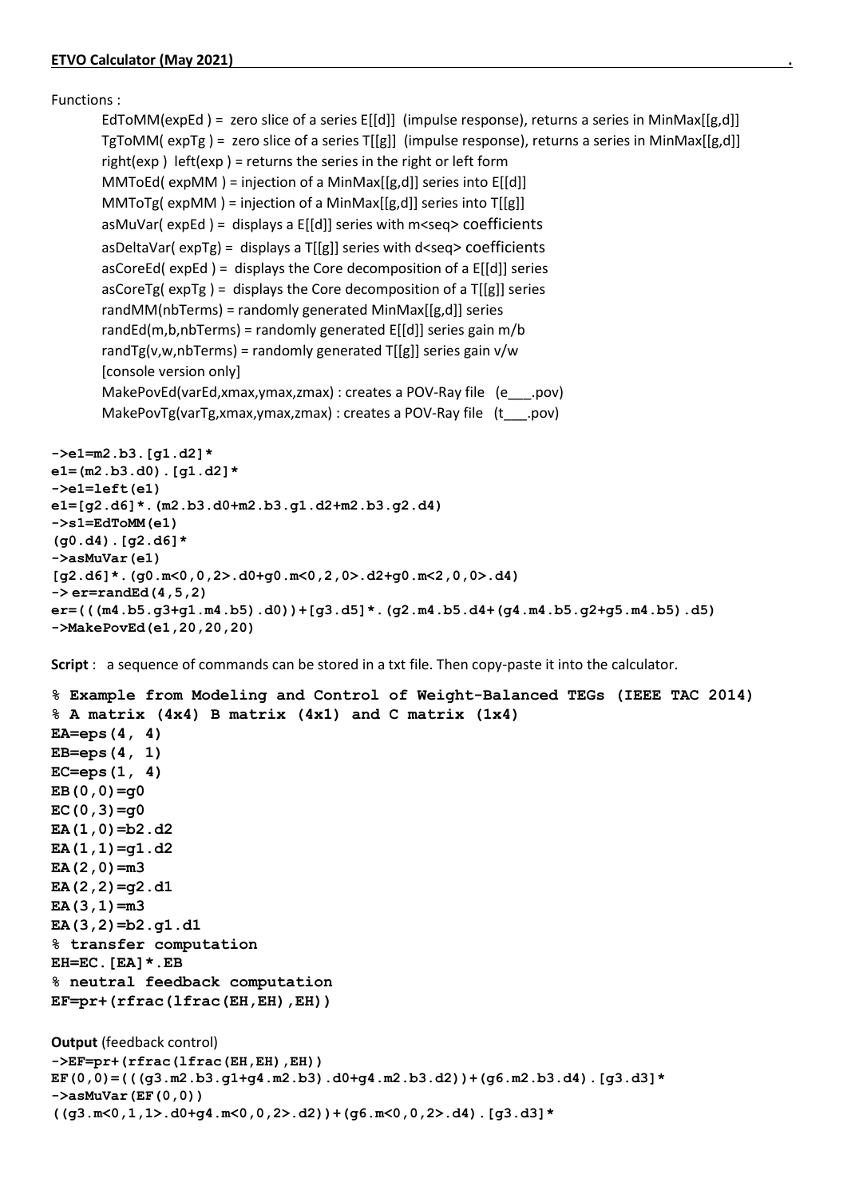**ETVO Calculator (May 2021)**

Functions :

EdToMM(expEd ) = zero slice of a series E[[d]] (impulse response), returns a series in MinMax[[g,d]]
TgToMM( expTg ) = zero slice of a series T[[g]] (impulse response), returns a series in MinMax[[g,d]]
right(exp ) left(exp ) = returns the series in the right or left form
MMToEd( expMM ) = injection of a MinMax[[g,d]] series into E[[d]]
MMToTg( expMM ) = injection of a MinMax[[g,d]] series into T[[g]]
asMuVar( expEd ) = displays a E[[d]] series with m<seq> coefficients
asDeltaVar( expTg) = displays a T[[g]] series with d<seq> coefficients
asCoreEd( expEd ) = displays the Core decomposition of a E[[d]] series
asCoreTg( expTg ) = displays the Core decomposition of a T[[g]] series
randMM(nbTerms) = randomly generated MinMax[[g,d]] series
randEd(m,b,nbTerms) = randomly generated E[[d]] series gain m/b
randTg(v,w,nbTerms) = randomly generated T[[g]] series gain v/w
[console version only]
MakePovEd(varEd,xmax,ymax,zmax) : creates a POV-Ray file (e___.pov)
MakePovTg(varTg,xmax,ymax,zmax) : creates a POV-Ray file (t___.pov)

```
->e1=m2.b3.[g1.d2]*
e1=(m2.b3.d0).[g1.d2]*
->e1=left(e1)
e1=[g2.d6]*.(m2.b3.d0+m2.b3.g1.d2+m2.b3.g2.d4)
->s1=EdToMM(e1)
(g0.d4).[g2.d6]*
->asMuVar(e1)
[g2.d6]*.(g0.m<0,0,2>.d0+g0.m<0,2,0>.d2+g0.m<2,0,0>.d4)
-> er=randEd(4,5,2)
er=(((m4.b5.g3+g1.m4.b5).d0))+[g3.d5]*.(g2.m4.b5.d4+(g4.m4.b5.g2+g5.m4.b5).d5)
->MakePovEd(e1,20,20,20)
```

**Script** : a sequence of commands can be stored in a txt file. Then copy-paste it into the calculator.

```
% Example from Modeling and Control of Weight-Balanced TEGs (IEEE TAC 2014)
% A matrix (4x4) B matrix (4x1) and C matrix (1x4)
EA=eps(4, 4)
EB=eps(4, 1)
EC=eps(1, 4)
EB(0,0)=g0
EC(0,3)=g0
EA(1,0)=b2.d2
EA(1,1)=g1.d2
EA(2,0)=m3
EA(2,2)=g2.d1
EA(3,1)=m3
EA(3,2)=b2.g1.d1
% transfer computation
EH=EC.[EA]*.EB
% neutral feedback computation
EF=pr+(rfrac(lfrac(EH,EH),EH))
```

**Output** (feedback control)

```
->EF=pr+(rfrac(lfrac(EH,EH),EH))
EF(0,0)=(((g3.m2.b3.g1+g4.m2.b3).d0+g4.m2.b3.d2))+(g6.m2.b3.d4).[g3.d3]*
->asMuVar(EF(0,0))
((g3.m<0,1,1>.d0+g4.m<0,0,2>.d2))+(g6.m<0,0,2>.d4).[g3.d3]*
```